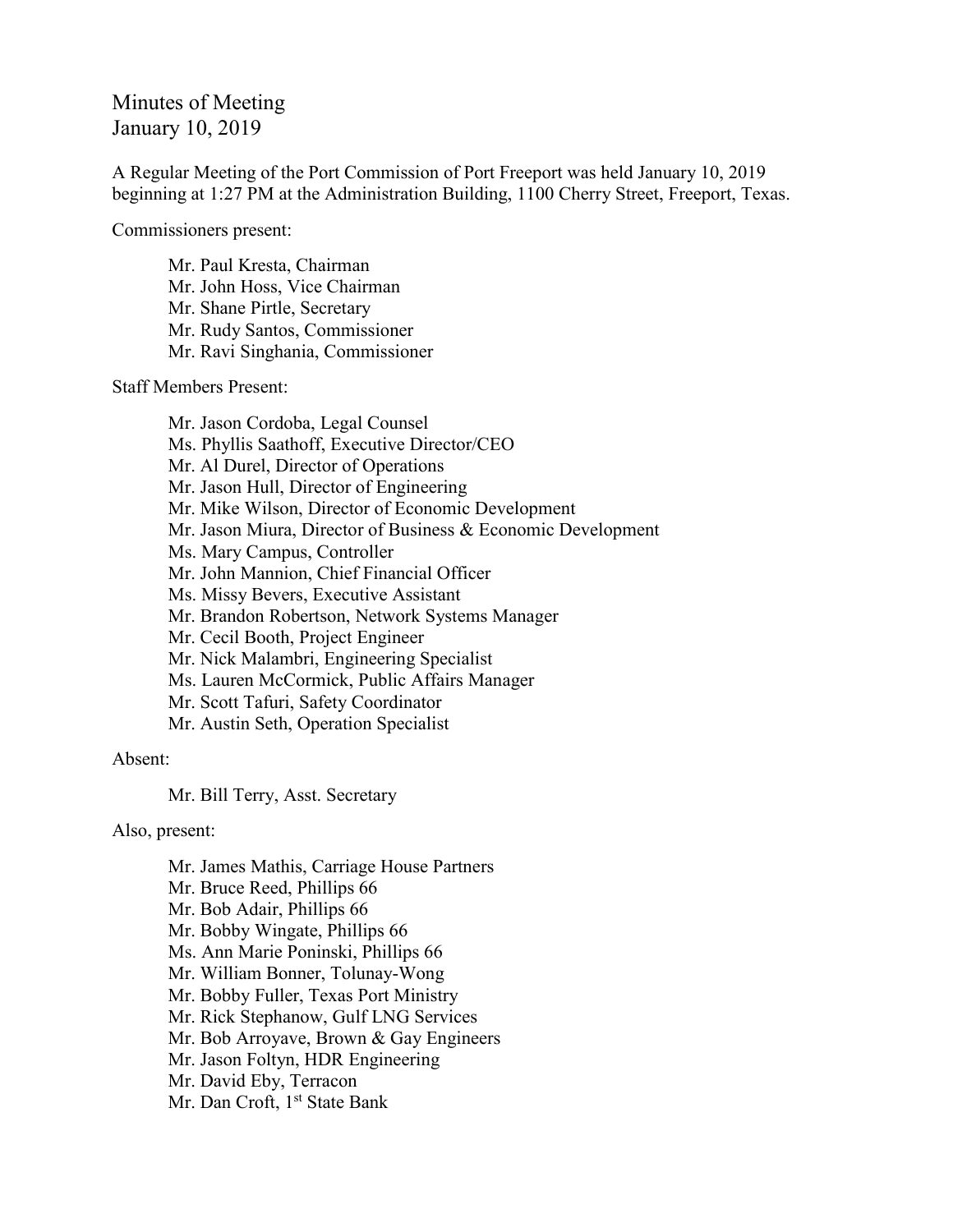# Minutes of Meeting
January 10, 2019

A Regular Meeting of the Port Commission of Port Freeport was held January 10, 2019 beginning at 1:27 PM at the Administration Building, 1100 Cherry Street, Freeport, Texas.

Commissioners present:

Mr. Paul Kresta, Chairman
Mr. John Hoss, Vice Chairman
Mr. Shane Pirtle, Secretary
Mr. Rudy Santos, Commissioner
Mr. Ravi Singhania, Commissioner

Staff Members Present:

Mr. Jason Cordoba, Legal Counsel
Ms. Phyllis Saathoff, Executive Director/CEO
Mr. Al Durel, Director of Operations
Mr. Jason Hull, Director of Engineering
Mr. Mike Wilson, Director of Economic Development
Mr. Jason Miura, Director of Business & Economic Development
Ms. Mary Campus, Controller
Mr. John Mannion, Chief Financial Officer
Ms. Missy Bevers, Executive Assistant
Mr. Brandon Robertson, Network Systems Manager
Mr. Cecil Booth, Project Engineer
Mr. Nick Malambri, Engineering Specialist
Ms. Lauren McCormick, Public Affairs Manager
Mr. Scott Tafuri, Safety Coordinator
Mr. Austin Seth, Operation Specialist

Absent:

Mr. Bill Terry, Asst. Secretary

Also, present:

Mr. James Mathis, Carriage House Partners
Mr. Bruce Reed, Phillips 66
Mr. Bob Adair, Phillips 66
Mr. Bobby Wingate, Phillips 66
Ms. Ann Marie Poninski, Phillips 66
Mr. William Bonner, Tolunay-Wong
Mr. Bobby Fuller, Texas Port Ministry
Mr. Rick Stephanow, Gulf LNG Services
Mr. Bob Arroyave, Brown & Gay Engineers
Mr. Jason Foltyn, HDR Engineering
Mr. David Eby, Terracon
Mr. Dan Croft, 1st State Bank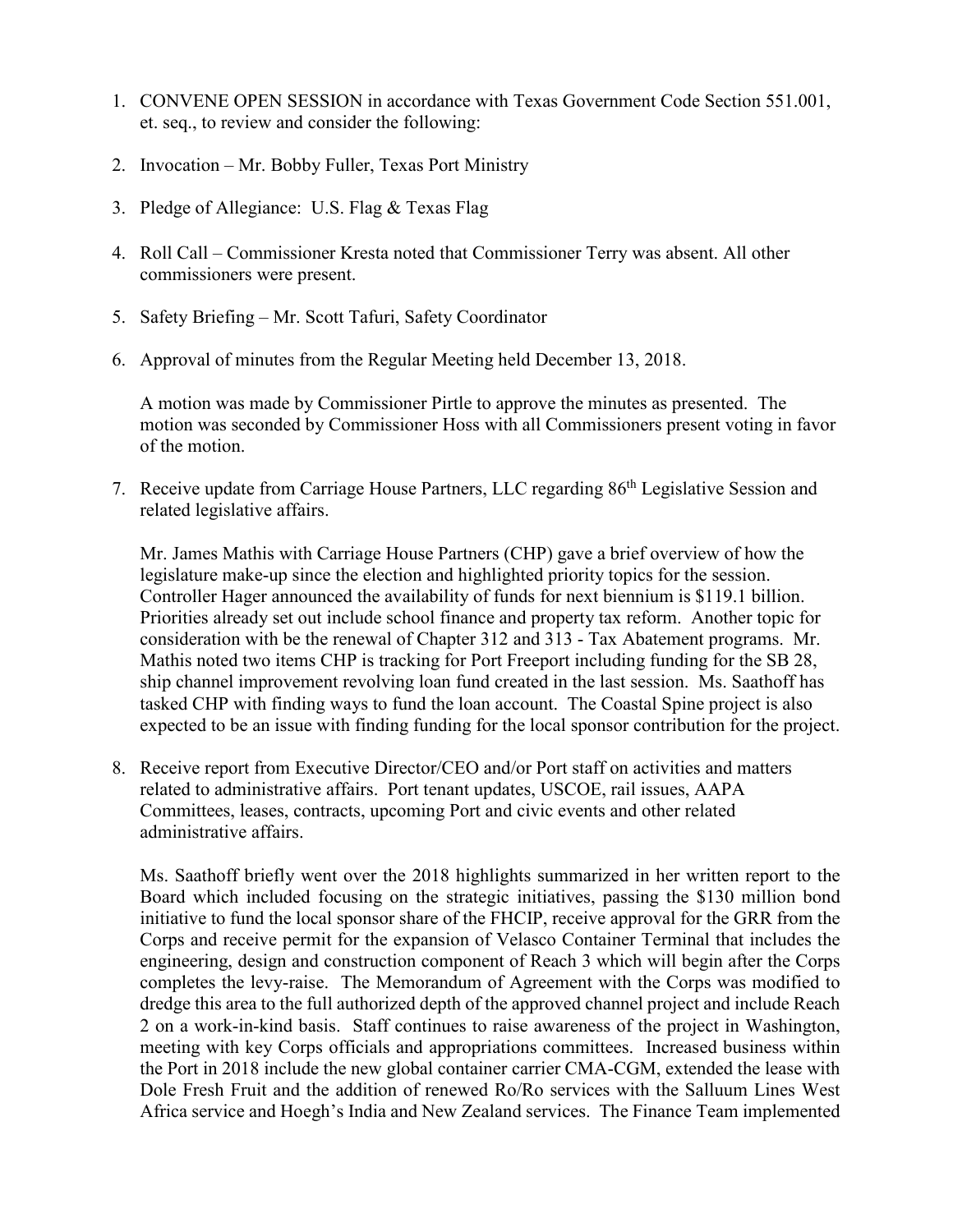1. CONVENE OPEN SESSION in accordance with Texas Government Code Section 551.001, et. seq., to review and consider the following:

2. Invocation – Mr. Bobby Fuller, Texas Port Ministry

3. Pledge of Allegiance: U.S. Flag & Texas Flag

4. Roll Call – Commissioner Kresta noted that Commissioner Terry was absent. All other commissioners were present.

5. Safety Briefing – Mr. Scott Tafuri, Safety Coordinator

6. Approval of minutes from the Regular Meeting held December 13, 2018.

   A motion was made by Commissioner Pirtle to approve the minutes as presented. The motion was seconded by Commissioner Hoss with all Commissioners present voting in favor of the motion.

7. Receive update from Carriage House Partners, LLC regarding 86th Legislative Session and related legislative affairs.

   Mr. James Mathis with Carriage House Partners (CHP) gave a brief overview of how the legislature make-up since the election and highlighted priority topics for the session. Controller Hager announced the availability of funds for next biennium is $119.1 billion. Priorities already set out include school finance and property tax reform. Another topic for consideration with be the renewal of Chapter 312 and 313 - Tax Abatement programs. Mr. Mathis noted two items CHP is tracking for Port Freeport including funding for the SB 28, ship channel improvement revolving loan fund created in the last session. Ms. Saathoff has tasked CHP with finding ways to fund the loan account. The Coastal Spine project is also expected to be an issue with finding funding for the local sponsor contribution for the project.

8. Receive report from Executive Director/CEO and/or Port staff on activities and matters related to administrative affairs. Port tenant updates, USCOE, rail issues, AAPA Committees, leases, contracts, upcoming Port and civic events and other related administrative affairs.

   Ms. Saathoff briefly went over the 2018 highlights summarized in her written report to the Board which included focusing on the strategic initiatives, passing the $130 million bond initiative to fund the local sponsor share of the FHCIP, receive approval for the GRR from the Corps and receive permit for the expansion of Velasco Container Terminal that includes the engineering, design and construction component of Reach 3 which will begin after the Corps completes the levy-raise. The Memorandum of Agreement with the Corps was modified to dredge this area to the full authorized depth of the approved channel project and include Reach 2 on a work-in-kind basis. Staff continues to raise awareness of the project in Washington, meeting with key Corps officials and appropriations committees. Increased business within the Port in 2018 include the new global container carrier CMA-CGM, extended the lease with Dole Fresh Fruit and the addition of renewed Ro/Ro services with the Salluum Lines West Africa service and Hoegh's India and New Zealand services. The Finance Team implemented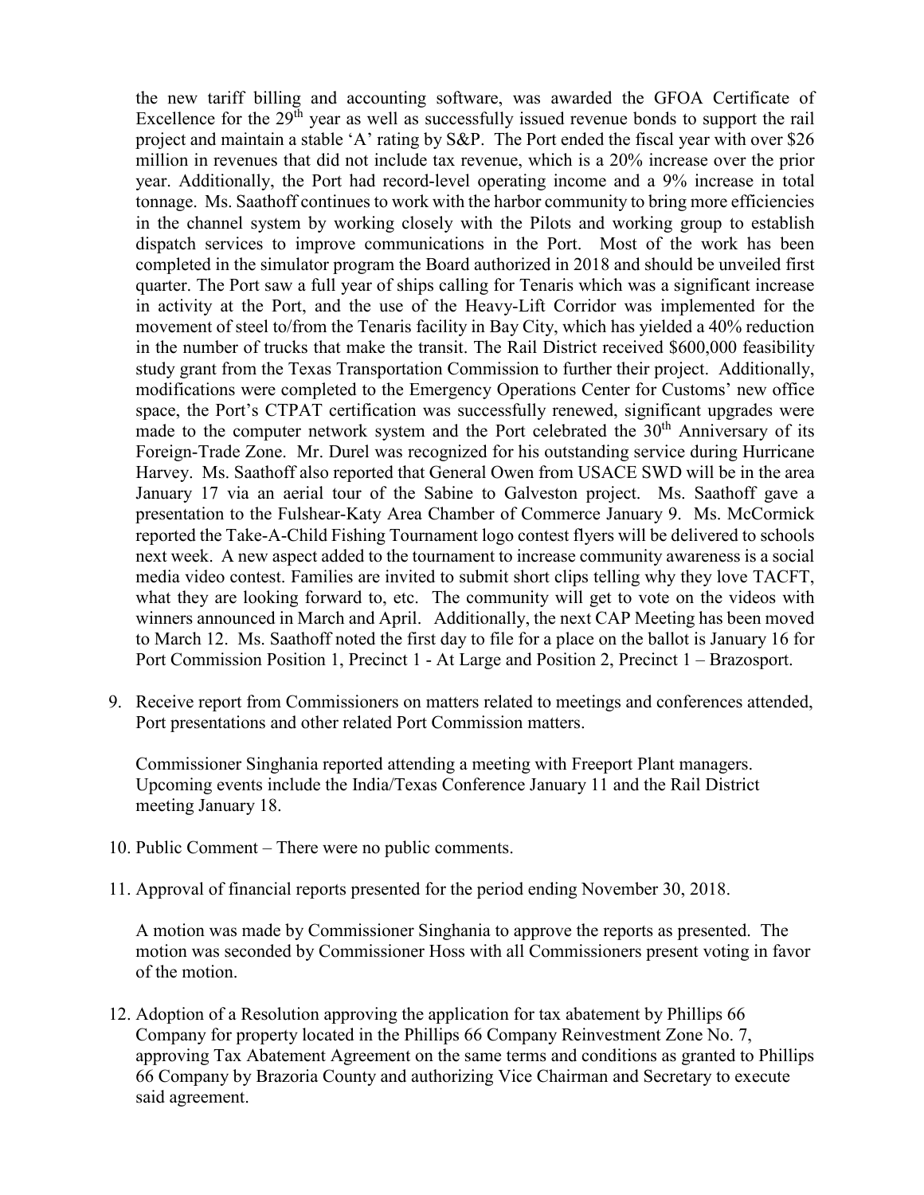the new tariff billing and accounting software, was awarded the GFOA Certificate of Excellence for the 29th year as well as successfully issued revenue bonds to support the rail project and maintain a stable 'A' rating by S&P. The Port ended the fiscal year with over $26 million in revenues that did not include tax revenue, which is a 20% increase over the prior year. Additionally, the Port had record-level operating income and a 9% increase in total tonnage. Ms. Saathoff continues to work with the harbor community to bring more efficiencies in the channel system by working closely with the Pilots and working group to establish dispatch services to improve communications in the Port. Most of the work has been completed in the simulator program the Board authorized in 2018 and should be unveiled first quarter. The Port saw a full year of ships calling for Tenaris which was a significant increase in activity at the Port, and the use of the Heavy-Lift Corridor was implemented for the movement of steel to/from the Tenaris facility in Bay City, which has yielded a 40% reduction in the number of trucks that make the transit. The Rail District received $600,000 feasibility study grant from the Texas Transportation Commission to further their project. Additionally, modifications were completed to the Emergency Operations Center for Customs' new office space, the Port's CTPAT certification was successfully renewed, significant upgrades were made to the computer network system and the Port celebrated the 30th Anniversary of its Foreign-Trade Zone. Mr. Durel was recognized for his outstanding service during Hurricane Harvey. Ms. Saathoff also reported that General Owen from USACE SWD will be in the area January 17 via an aerial tour of the Sabine to Galveston project. Ms. Saathoff gave a presentation to the Fulshear-Katy Area Chamber of Commerce January 9. Ms. McCormick reported the Take-A-Child Fishing Tournament logo contest flyers will be delivered to schools next week. A new aspect added to the tournament to increase community awareness is a social media video contest. Families are invited to submit short clips telling why they love TACFT, what they are looking forward to, etc. The community will get to vote on the videos with winners announced in March and April. Additionally, the next CAP Meeting has been moved to March 12. Ms. Saathoff noted the first day to file for a place on the ballot is January 16 for Port Commission Position 1, Precinct 1 - At Large and Position 2, Precinct 1 – Brazosport.

9. Receive report from Commissioners on matters related to meetings and conferences attended, Port presentations and other related Port Commission matters.

   Commissioner Singhania reported attending a meeting with Freeport Plant managers. Upcoming events include the India/Texas Conference January 11 and the Rail District meeting January 18.

10. Public Comment – There were no public comments.

11. Approval of financial reports presented for the period ending November 30, 2018.

    A motion was made by Commissioner Singhania to approve the reports as presented. The motion was seconded by Commissioner Hoss with all Commissioners present voting in favor of the motion.

12. Adoption of a Resolution approving the application for tax abatement by Phillips 66 Company for property located in the Phillips 66 Company Reinvestment Zone No. 7, approving Tax Abatement Agreement on the same terms and conditions as granted to Phillips 66 Company by Brazoria County and authorizing Vice Chairman and Secretary to execute said agreement.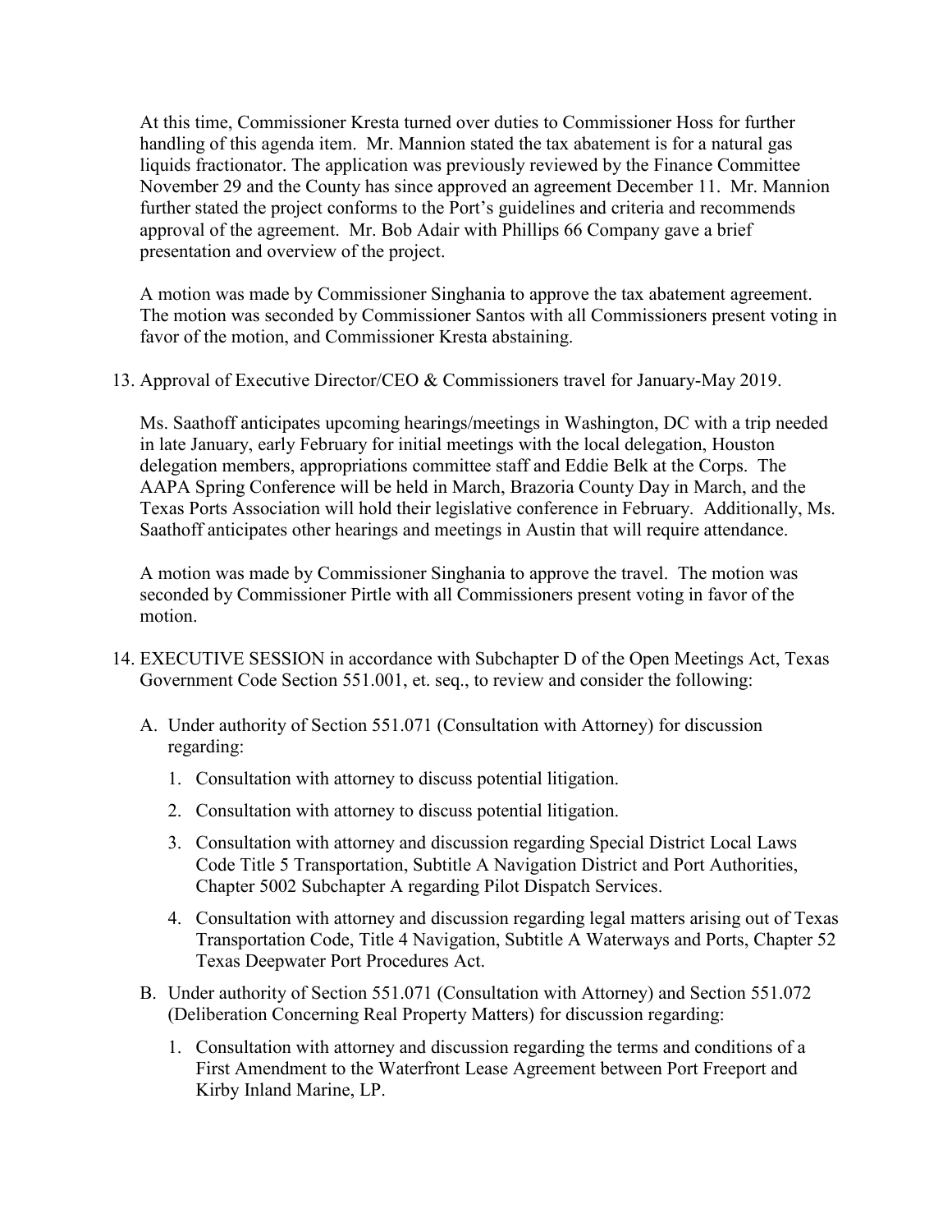At this time, Commissioner Kresta turned over duties to Commissioner Hoss for further handling of this agenda item. Mr. Mannion stated the tax abatement is for a natural gas liquids fractionator. The application was previously reviewed by the Finance Committee November 29 and the County has since approved an agreement December 11. Mr. Mannion further stated the project conforms to the Port's guidelines and criteria and recommends approval of the agreement. Mr. Bob Adair with Phillips 66 Company gave a brief presentation and overview of the project.

A motion was made by Commissioner Singhania to approve the tax abatement agreement. The motion was seconded by Commissioner Santos with all Commissioners present voting in favor of the motion, and Commissioner Kresta abstaining.

13. Approval of Executive Director/CEO & Commissioners travel for January-May 2019.

    Ms. Saathoff anticipates upcoming hearings/meetings in Washington, DC with a trip needed in late January, early February for initial meetings with the local delegation, Houston delegation members, appropriations committee staff and Eddie Belk at the Corps. The AAPA Spring Conference will be held in March, Brazoria County Day in March, and the Texas Ports Association will hold their legislative conference in February. Additionally, Ms. Saathoff anticipates other hearings and meetings in Austin that will require attendance.

    A motion was made by Commissioner Singhania to approve the travel. The motion was seconded by Commissioner Pirtle with all Commissioners present voting in favor of the motion.

14. EXECUTIVE SESSION in accordance with Subchapter D of the Open Meetings Act, Texas Government Code Section 551.001, et. seq., to review and consider the following:

    A. Under authority of Section 551.071 (Consultation with Attorney) for discussion regarding:

        1. Consultation with attorney to discuss potential litigation.

        2. Consultation with attorney to discuss potential litigation.

        3. Consultation with attorney and discussion regarding Special District Local Laws Code Title 5 Transportation, Subtitle A Navigation District and Port Authorities, Chapter 5002 Subchapter A regarding Pilot Dispatch Services.

        4. Consultation with attorney and discussion regarding legal matters arising out of Texas Transportation Code, Title 4 Navigation, Subtitle A Waterways and Ports, Chapter 52 Texas Deepwater Port Procedures Act.

    B. Under authority of Section 551.071 (Consultation with Attorney) and Section 551.072 (Deliberation Concerning Real Property Matters) for discussion regarding:

        1. Consultation with attorney and discussion regarding the terms and conditions of a First Amendment to the Waterfront Lease Agreement between Port Freeport and Kirby Inland Marine, LP.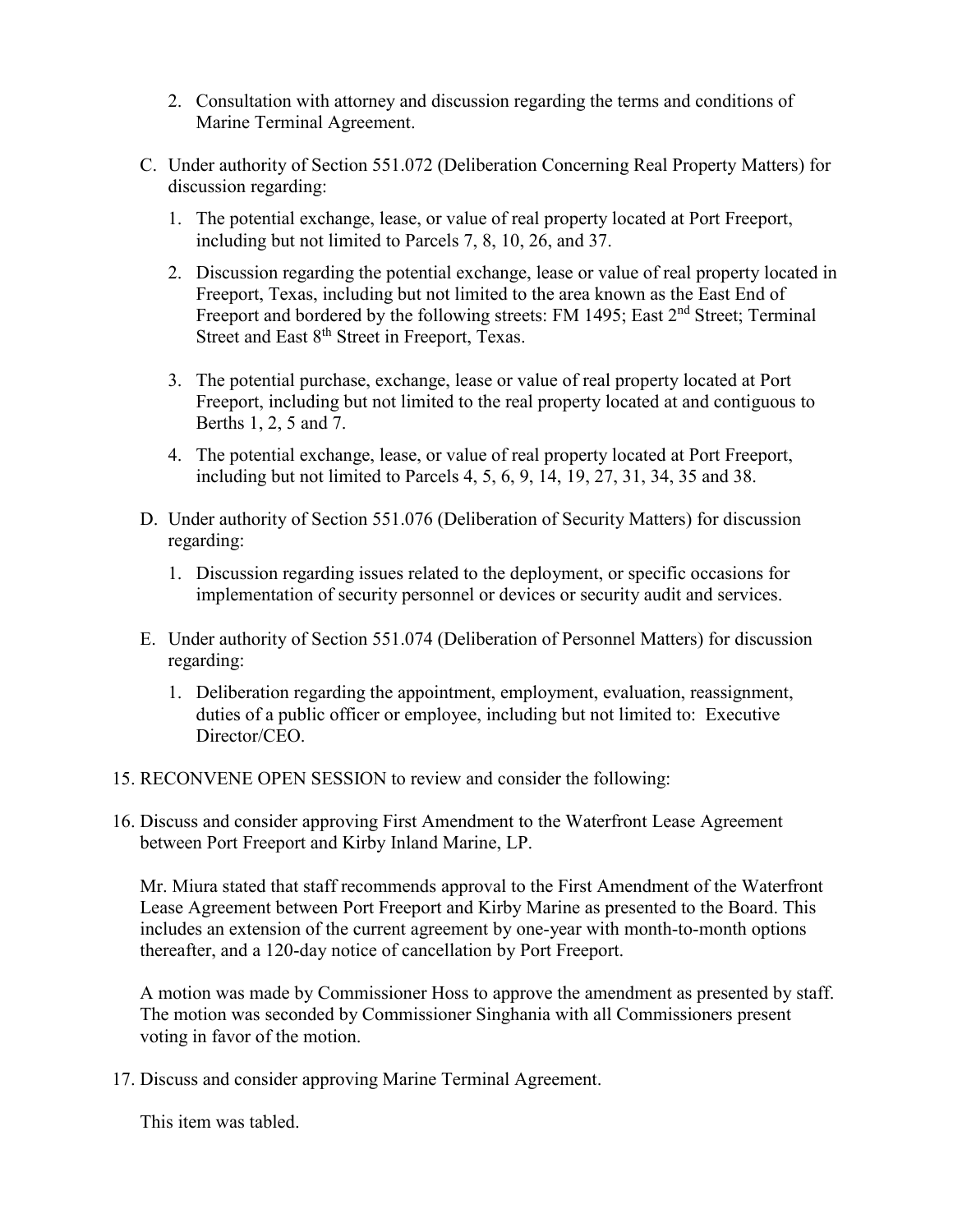2. Consultation with attorney and discussion regarding the terms and conditions of Marine Terminal Agreement.

C. Under authority of Section 551.072 (Deliberation Concerning Real Property Matters) for discussion regarding:

   1. The potential exchange, lease, or value of real property located at Port Freeport, including but not limited to Parcels 7, 8, 10, 26, and 37.

   2. Discussion regarding the potential exchange, lease or value of real property located in Freeport, Texas, including but not limited to the area known as the East End of Freeport and bordered by the following streets: FM 1495; East 2nd Street; Terminal Street and East 8th Street in Freeport, Texas.

   3. The potential purchase, exchange, lease or value of real property located at Port Freeport, including but not limited to the real property located at and contiguous to Berths 1, 2, 5 and 7.

   4. The potential exchange, lease, or value of real property located at Port Freeport, including but not limited to Parcels 4, 5, 6, 9, 14, 19, 27, 31, 34, 35 and 38.

D. Under authority of Section 551.076 (Deliberation of Security Matters) for discussion regarding:

   1. Discussion regarding issues related to the deployment, or specific occasions for implementation of security personnel or devices or security audit and services.

E. Under authority of Section 551.074 (Deliberation of Personnel Matters) for discussion regarding:

   1. Deliberation regarding the appointment, employment, evaluation, reassignment, duties of a public officer or employee, including but not limited to: Executive Director/CEO.

15. RECONVENE OPEN SESSION to review and consider the following:

16. Discuss and consider approving First Amendment to the Waterfront Lease Agreement between Port Freeport and Kirby Inland Marine, LP.

    Mr. Miura stated that staff recommends approval to the First Amendment of the Waterfront Lease Agreement between Port Freeport and Kirby Marine as presented to the Board. This includes an extension of the current agreement by one-year with month-to-month options thereafter, and a 120-day notice of cancellation by Port Freeport.

    A motion was made by Commissioner Hoss to approve the amendment as presented by staff. The motion was seconded by Commissioner Singhania with all Commissioners present voting in favor of the motion.

17. Discuss and consider approving Marine Terminal Agreement.

    This item was tabled.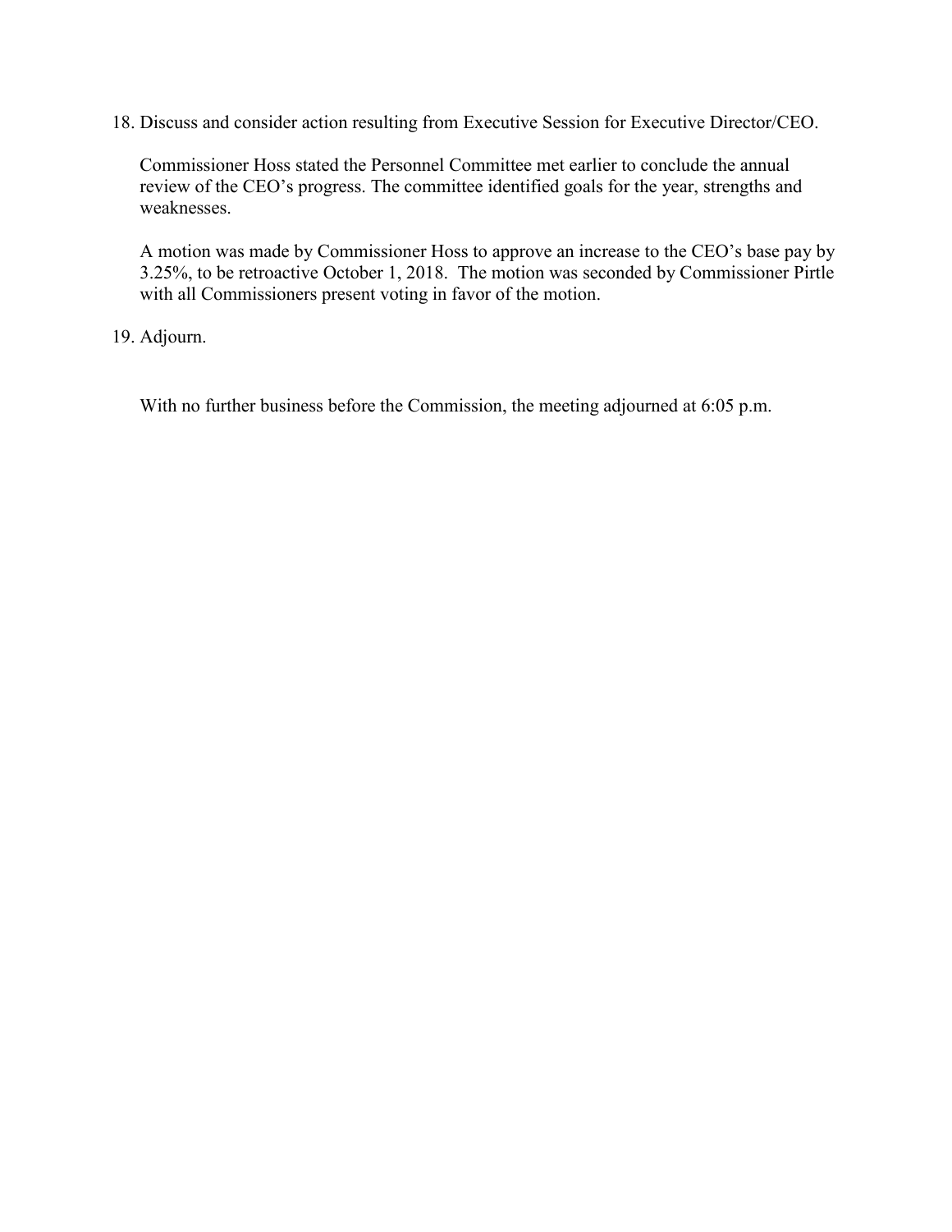18. Discuss and consider action resulting from Executive Session for Executive Director/CEO.

    Commissioner Hoss stated the Personnel Committee met earlier to conclude the annual review of the CEO's progress. The committee identified goals for the year, strengths and weaknesses.

    A motion was made by Commissioner Hoss to approve an increase to the CEO's base pay by 3.25%, to be retroactive October 1, 2018. The motion was seconded by Commissioner Pirtle with all Commissioners present voting in favor of the motion.

19. Adjourn.

    With no further business before the Commission, the meeting adjourned at 6:05 p.m.